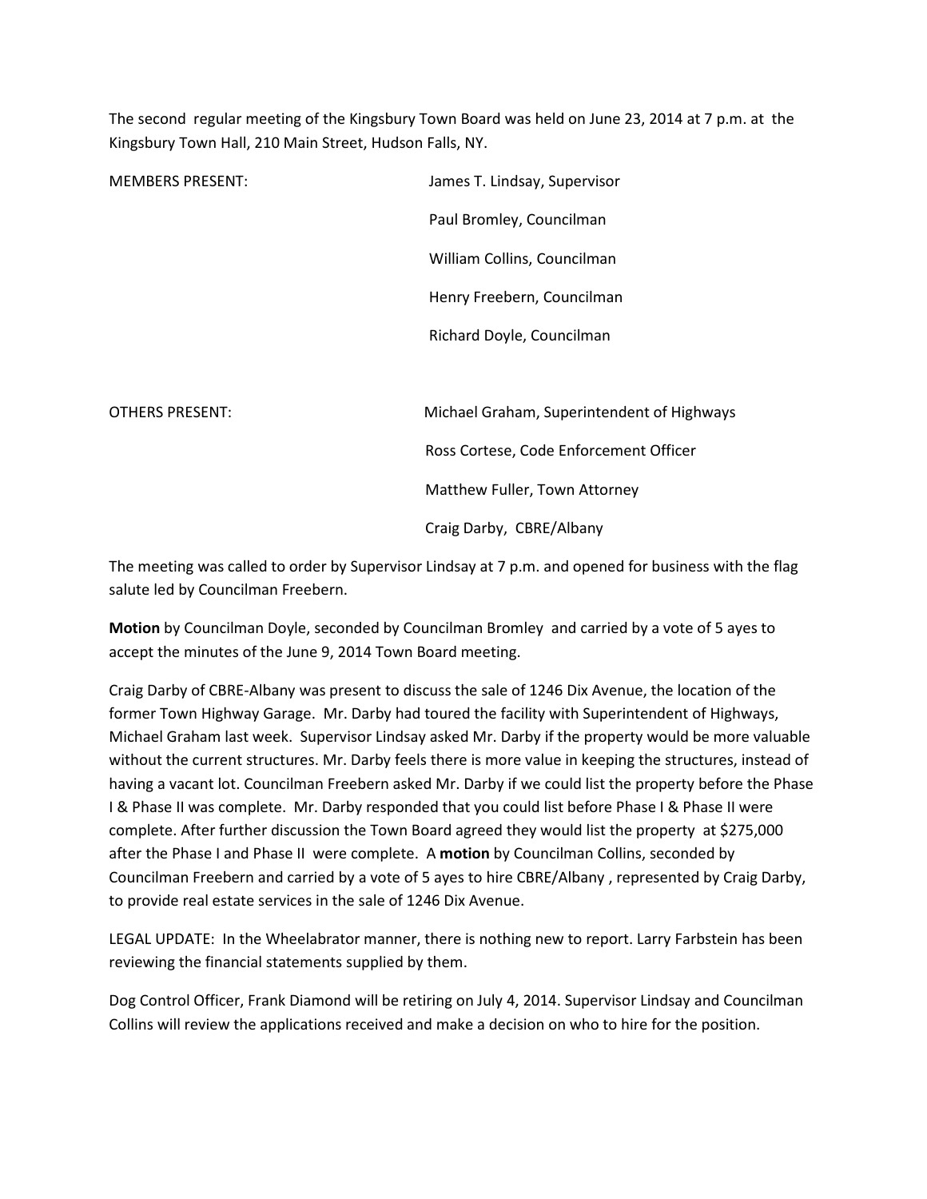The second regular meeting of the Kingsbury Town Board was held on June 23, 2014 at 7 p.m. at the Kingsbury Town Hall, 210 Main Street, Hudson Falls, NY.

| | |
|---|---|
| MEMBERS PRESENT: | James T. Lindsay, Supervisor |
| | Paul Bromley, Councilman |
| | William Collins, Councilman |
| | Henry Freebern, Councilman |
| | Richard Doyle, Councilman |
| OTHERS PRESENT: | Michael Graham, Superintendent of Highways |
| | Ross Cortese, Code Enforcement Officer |
| | Matthew Fuller, Town Attorney |
| | Craig Darby, CBRE/Albany |

The meeting was called to order by Supervisor Lindsay at 7 p.m. and opened for business with the flag salute led by Councilman Freebern.

**Motion** by Councilman Doyle, seconded by Councilman Bromley and carried by a vote of 5 ayes to accept the minutes of the June 9, 2014 Town Board meeting.

Craig Darby of CBRE-Albany was present to discuss the sale of 1246 Dix Avenue, the location of the former Town Highway Garage. Mr. Darby had toured the facility with Superintendent of Highways, Michael Graham last week. Supervisor Lindsay asked Mr. Darby if the property would be more valuable without the current structures. Mr. Darby feels there is more value in keeping the structures, instead of having a vacant lot. Councilman Freebern asked Mr. Darby if we could list the property before the Phase I & Phase II was complete. Mr. Darby responded that you could list before Phase I & Phase II were complete. After further discussion the Town Board agreed they would list the property at $275,000 after the Phase I and Phase II were complete. A **motion** by Councilman Collins, seconded by Councilman Freebern and carried by a vote of 5 ayes to hire CBRE/Albany , represented by Craig Darby, to provide real estate services in the sale of 1246 Dix Avenue.

LEGAL UPDATE: In the Wheelabrator manner, there is nothing new to report. Larry Farbstein has been reviewing the financial statements supplied by them.

Dog Control Officer, Frank Diamond will be retiring on July 4, 2014. Supervisor Lindsay and Councilman Collins will review the applications received and make a decision on who to hire for the position.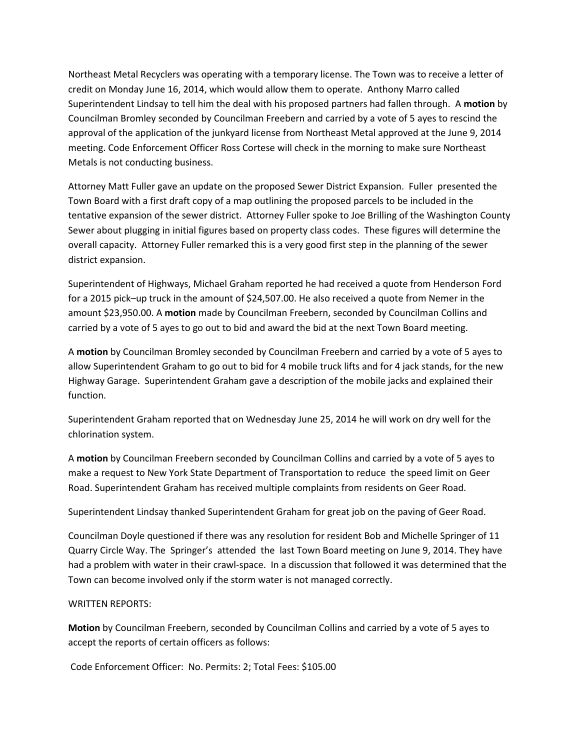Northeast Metal Recyclers was operating with a temporary license. The Town was to receive a letter of credit on Monday June 16, 2014, which would allow them to operate. Anthony Marro called Superintendent Lindsay to tell him the deal with his proposed partners had fallen through. A **motion** by Councilman Bromley seconded by Councilman Freebern and carried by a vote of 5 ayes to rescind the approval of the application of the junkyard license from Northeast Metal approved at the June 9, 2014 meeting. Code Enforcement Officer Ross Cortese will check in the morning to make sure Northeast Metals is not conducting business.

Attorney Matt Fuller gave an update on the proposed Sewer District Expansion. Fuller presented the Town Board with a first draft copy of a map outlining the proposed parcels to be included in the tentative expansion of the sewer district. Attorney Fuller spoke to Joe Brilling of the Washington County Sewer about plugging in initial figures based on property class codes. These figures will determine the overall capacity. Attorney Fuller remarked this is a very good first step in the planning of the sewer district expansion.

Superintendent of Highways, Michael Graham reported he had received a quote from Henderson Ford for a 2015 pick–up truck in the amount of $24,507.00. He also received a quote from Nemer in the amount $23,950.00. A **motion** made by Councilman Freebern, seconded by Councilman Collins and carried by a vote of 5 ayes to go out to bid and award the bid at the next Town Board meeting.

A **motion** by Councilman Bromley seconded by Councilman Freebern and carried by a vote of 5 ayes to allow Superintendent Graham to go out to bid for 4 mobile truck lifts and for 4 jack stands, for the new Highway Garage. Superintendent Graham gave a description of the mobile jacks and explained their function.

Superintendent Graham reported that on Wednesday June 25, 2014 he will work on dry well for the chlorination system.

A **motion** by Councilman Freebern seconded by Councilman Collins and carried by a vote of 5 ayes to make a request to New York State Department of Transportation to reduce the speed limit on Geer Road. Superintendent Graham has received multiple complaints from residents on Geer Road.

Superintendent Lindsay thanked Superintendent Graham for great job on the paving of Geer Road.

Councilman Doyle questioned if there was any resolution for resident Bob and Michelle Springer of 11 Quarry Circle Way. The Springer's attended the last Town Board meeting on June 9, 2014. They have had a problem with water in their crawl-space. In a discussion that followed it was determined that the Town can become involved only if the storm water is not managed correctly.

WRITTEN REPORTS:

**Motion** by Councilman Freebern, seconded by Councilman Collins and carried by a vote of 5 ayes to accept the reports of certain officers as follows:

Code Enforcement Officer: No. Permits: 2; Total Fees: $105.00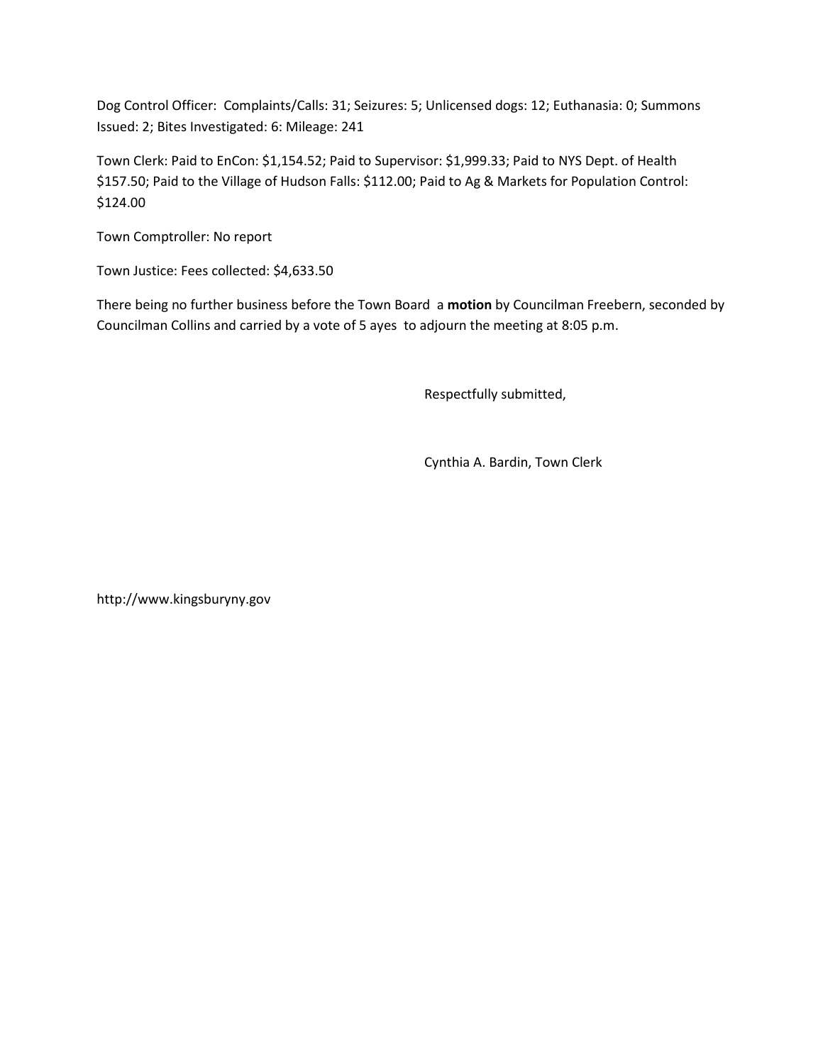Dog Control Officer: Complaints/Calls: 31; Seizures: 5; Unlicensed dogs: 12; Euthanasia: 0; Summons Issued: 2; Bites Investigated: 6: Mileage: 241

Town Clerk: Paid to EnCon: $1,154.52; Paid to Supervisor: $1,999.33; Paid to NYS Dept. of Health $157.50; Paid to the Village of Hudson Falls: $112.00; Paid to Ag & Markets for Population Control: $124.00

Town Comptroller: No report

Town Justice: Fees collected: $4,633.50

There being no further business before the Town Board a **motion** by Councilman Freebern, seconded by Councilman Collins and carried by a vote of 5 ayes to adjourn the meeting at 8:05 p.m.

Respectfully submitted,

Cynthia A. Bardin, Town Clerk

http://www.kingsburyny.gov